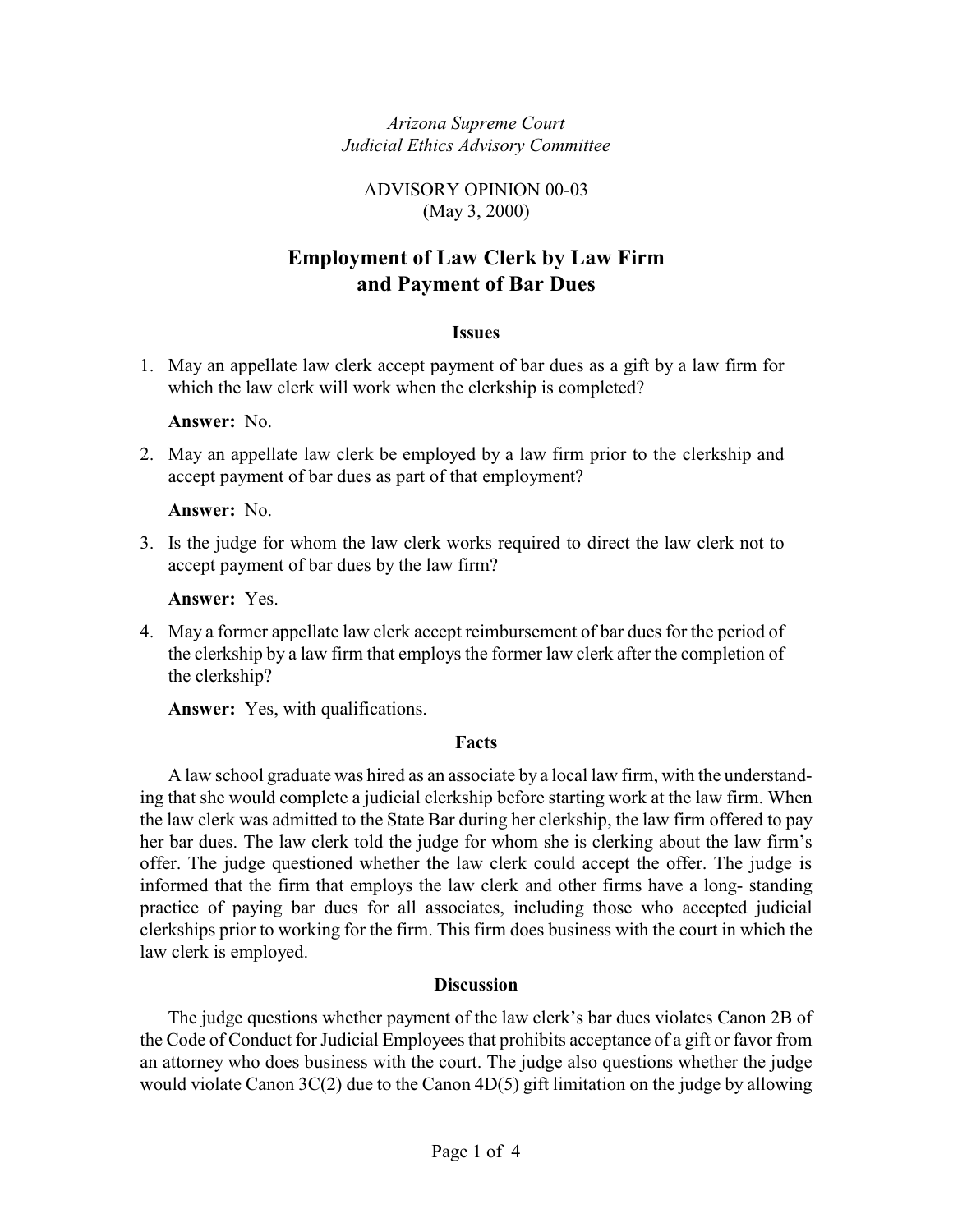*Arizona Supreme Court*
*Judicial Ethics Advisory Committee*

ADVISORY OPINION 00-03
(May 3, 2000)

# Employment of Law Clerk by Law Firm and Payment of Bar Dues

## Issues

1. May an appellate law clerk accept payment of bar dues as a gift by a law firm for which the law clerk will work when the clerkship is completed?

   **Answer:** No.

2. May an appellate law clerk be employed by a law firm prior to the clerkship and accept payment of bar dues as part of that employment?

   **Answer:** No.

3. Is the judge for whom the law clerk works required to direct the law clerk not to accept payment of bar dues by the law firm?

   **Answer:** Yes.

4. May a former appellate law clerk accept reimbursement of bar dues for the period of the clerkship by a law firm that employs the former law clerk after the completion of the clerkship?

   **Answer:** Yes, with qualifications.

## Facts

A law school graduate was hired as an associate by a local law firm, with the understanding that she would complete a judicial clerkship before starting work at the law firm. When the law clerk was admitted to the State Bar during her clerkship, the law firm offered to pay her bar dues. The law clerk told the judge for whom she is clerking about the law firm's offer. The judge questioned whether the law clerk could accept the offer. The judge is informed that the firm that employs the law clerk and other firms have a long- standing practice of paying bar dues for all associates, including those who accepted judicial clerkships prior to working for the firm. This firm does business with the court in which the law clerk is employed.

## Discussion

The judge questions whether payment of the law clerk's bar dues violates Canon 2B of the Code of Conduct for Judicial Employees that prohibits acceptance of a gift or favor from an attorney who does business with the court. The judge also questions whether the judge would violate Canon 3C(2) due to the Canon 4D(5) gift limitation on the judge by allowing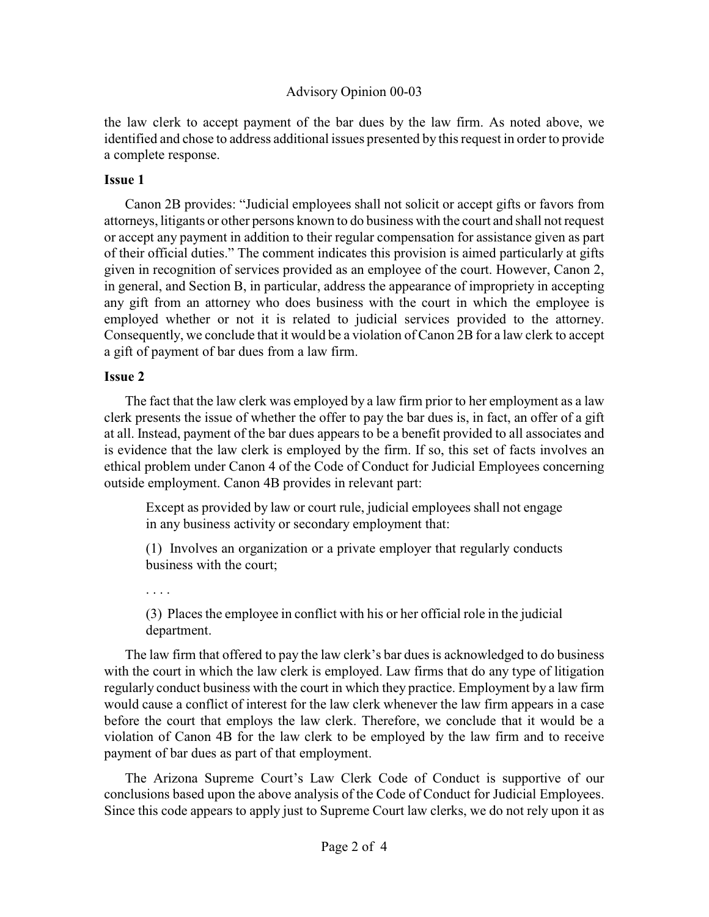the law clerk to accept payment of the bar dues by the law firm. As noted above, we identified and chose to address additional issues presented by this request in order to provide a complete response.

**Issue 1**

Canon 2B provides: "Judicial employees shall not solicit or accept gifts or favors from attorneys, litigants or other persons known to do business with the court and shall not request or accept any payment in addition to their regular compensation for assistance given as part of their official duties." The comment indicates this provision is aimed particularly at gifts given in recognition of services provided as an employee of the court. However, Canon 2, in general, and Section B, in particular, address the appearance of impropriety in accepting any gift from an attorney who does business with the court in which the employee is employed whether or not it is related to judicial services provided to the attorney. Consequently, we conclude that it would be a violation of Canon 2B for a law clerk to accept a gift of payment of bar dues from a law firm.

**Issue 2**

The fact that the law clerk was employed by a law firm prior to her employment as a law clerk presents the issue of whether the offer to pay the bar dues is, in fact, an offer of a gift at all. Instead, payment of the bar dues appears to be a benefit provided to all associates and is evidence that the law clerk is employed by the firm. If so, this set of facts involves an ethical problem under Canon 4 of the Code of Conduct for Judicial Employees concerning outside employment. Canon 4B provides in relevant part:

> Except as provided by law or court rule, judicial employees shall not engage in any business activity or secondary employment that:
>
> (1) Involves an organization or a private employer that regularly conducts business with the court;
>
> . . . .
>
> (3) Places the employee in conflict with his or her official role in the judicial department.

The law firm that offered to pay the law clerk's bar dues is acknowledged to do business with the court in which the law clerk is employed. Law firms that do any type of litigation regularly conduct business with the court in which they practice. Employment by a law firm would cause a conflict of interest for the law clerk whenever the law firm appears in a case before the court that employs the law clerk. Therefore, we conclude that it would be a violation of Canon 4B for the law clerk to be employed by the law firm and to receive payment of bar dues as part of that employment.

The Arizona Supreme Court's Law Clerk Code of Conduct is supportive of our conclusions based upon the above analysis of the Code of Conduct for Judicial Employees. Since this code appears to apply just to Supreme Court law clerks, we do not rely upon it as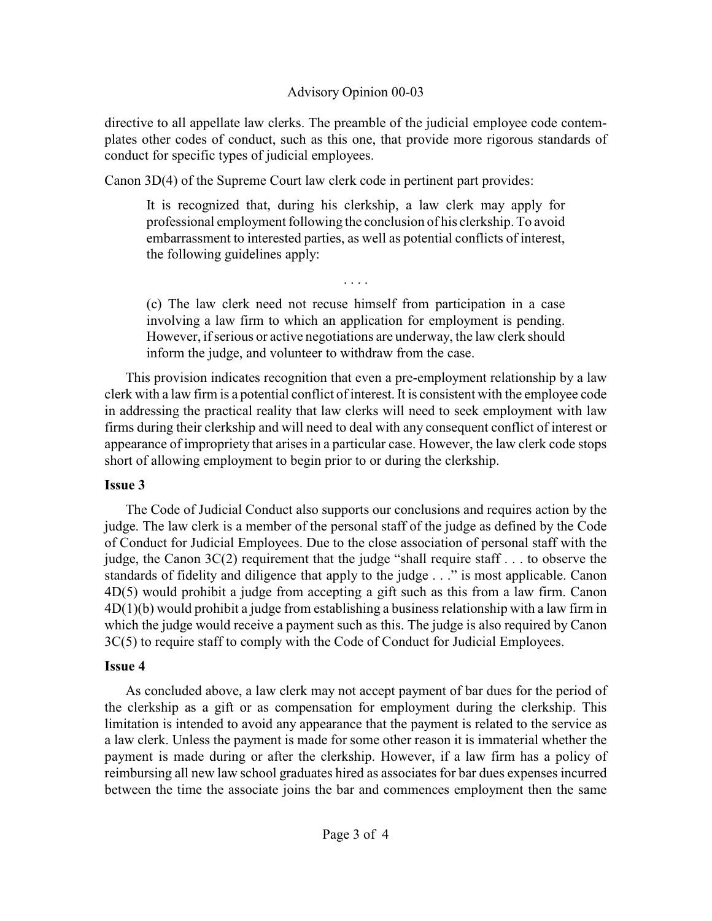directive to all appellate law clerks. The preamble of the judicial employee code contemplates other codes of conduct, such as this one, that provide more rigorous standards of conduct for specific types of judicial employees.

Canon 3D(4) of the Supreme Court law clerk code in pertinent part provides:

> It is recognized that, during his clerkship, a law clerk may apply for professional employment following the conclusion of his clerkship. To avoid embarrassment to interested parties, as well as potential conflicts of interest, the following guidelines apply:
>
> . . . .
>
> (c) The law clerk need not recuse himself from participation in a case involving a law firm to which an application for employment is pending. However, if serious or active negotiations are underway, the law clerk should inform the judge, and volunteer to withdraw from the case.

This provision indicates recognition that even a pre-employment relationship by a law clerk with a law firm is a potential conflict of interest. It is consistent with the employee code in addressing the practical reality that law clerks will need to seek employment with law firms during their clerkship and will need to deal with any consequent conflict of interest or appearance of impropriety that arises in a particular case. However, the law clerk code stops short of allowing employment to begin prior to or during the clerkship.

**Issue 3**

The Code of Judicial Conduct also supports our conclusions and requires action by the judge. The law clerk is a member of the personal staff of the judge as defined by the Code of Conduct for Judicial Employees. Due to the close association of personal staff with the judge, the Canon 3C(2) requirement that the judge "shall require staff . . . to observe the standards of fidelity and diligence that apply to the judge . . ." is most applicable. Canon 4D(5) would prohibit a judge from accepting a gift such as this from a law firm. Canon 4D(1)(b) would prohibit a judge from establishing a business relationship with a law firm in which the judge would receive a payment such as this. The judge is also required by Canon 3C(5) to require staff to comply with the Code of Conduct for Judicial Employees.

**Issue 4**

As concluded above, a law clerk may not accept payment of bar dues for the period of the clerkship as a gift or as compensation for employment during the clerkship. This limitation is intended to avoid any appearance that the payment is related to the service as a law clerk. Unless the payment is made for some other reason it is immaterial whether the payment is made during or after the clerkship. However, if a law firm has a policy of reimbursing all new law school graduates hired as associates for bar dues expenses incurred between the time the associate joins the bar and commences employment then the same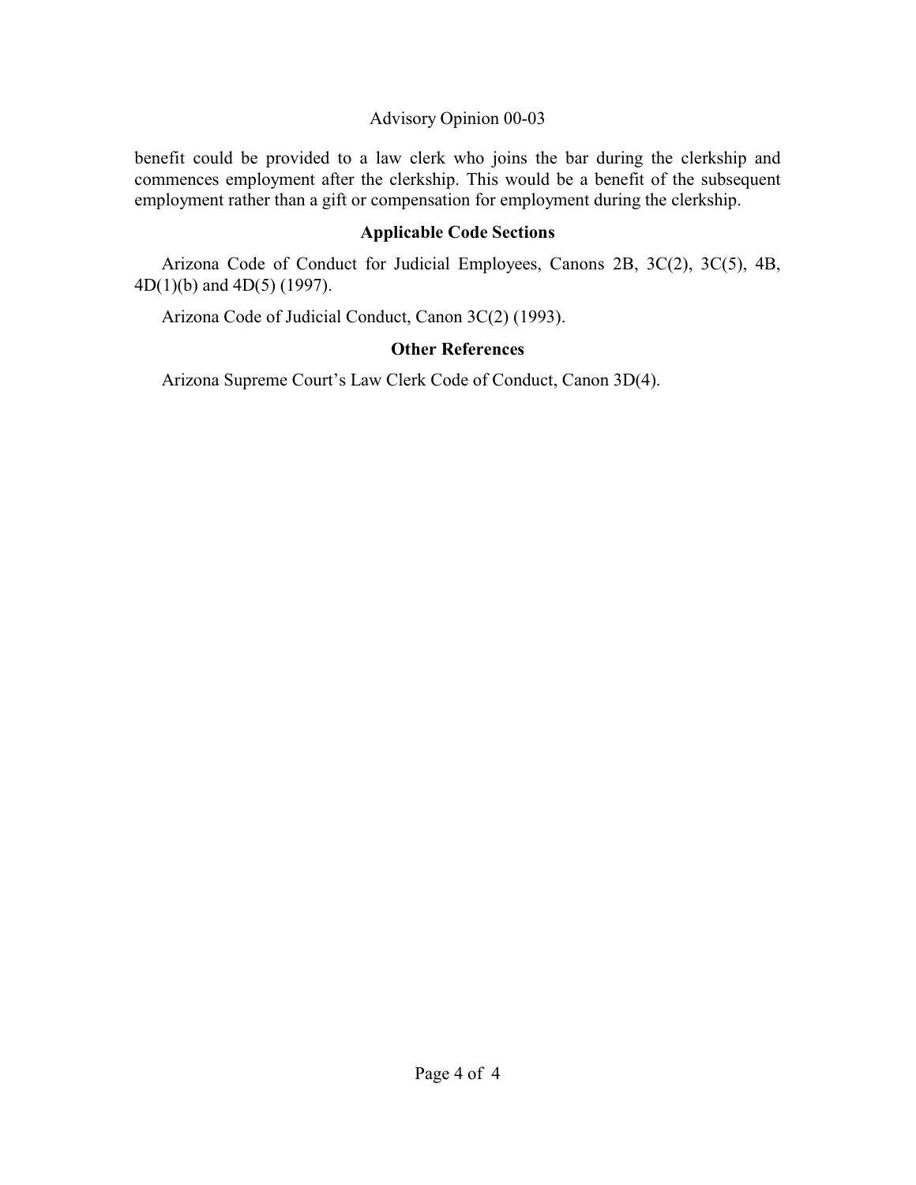benefit could be provided to a law clerk who joins the bar during the clerkship and commences employment after the clerkship. This would be a benefit of the subsequent employment rather than a gift or compensation for employment during the clerkship.

### Applicable Code Sections

Arizona Code of Conduct for Judicial Employees, Canons 2B, 3C(2), 3C(5), 4B, 4D(1)(b) and 4D(5) (1997).

Arizona Code of Judicial Conduct, Canon 3C(2) (1993).

### Other References

Arizona Supreme Court's Law Clerk Code of Conduct, Canon 3D(4).